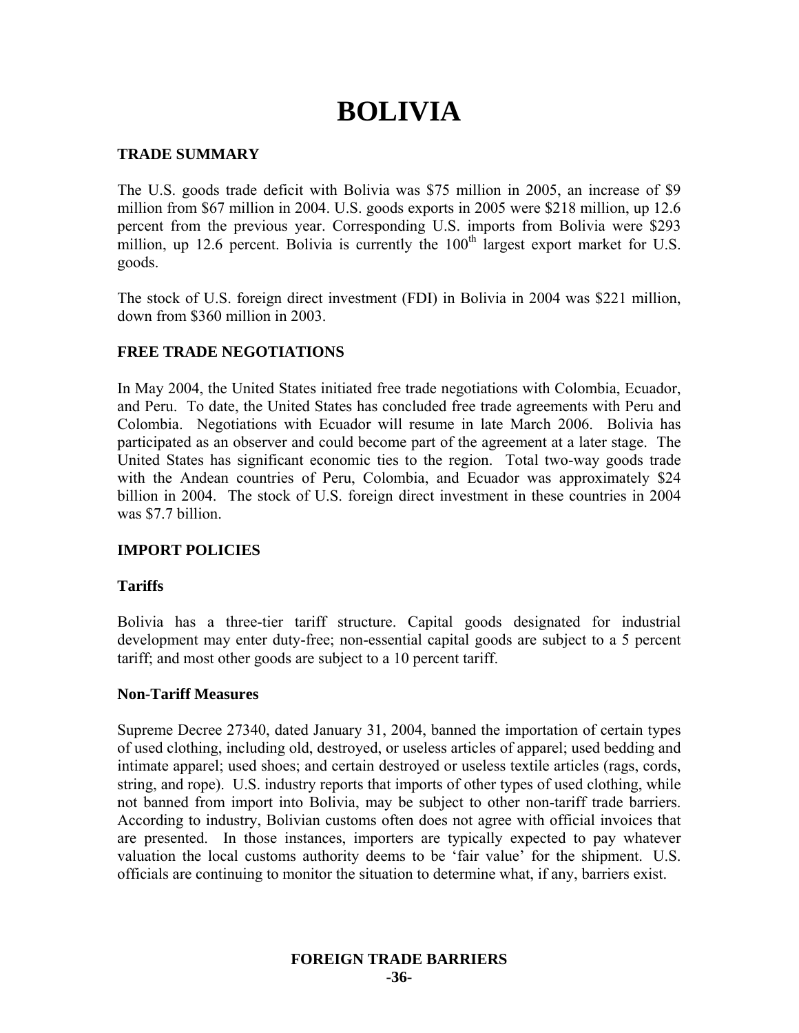# BOLIVIA

## TRADE SUMMARY

The U.S. goods trade deficit with Bolivia was $75 million in 2005, an increase of $9 million from $67 million in 2004. U.S. goods exports in 2005 were $218 million, up 12.6 percent from the previous year. Corresponding U.S. imports from Bolivia were $293 million, up 12.6 percent. Bolivia is currently the 100th largest export market for U.S. goods.

The stock of U.S. foreign direct investment (FDI) in Bolivia in 2004 was $221 million, down from $360 million in 2003.

## FREE TRADE NEGOTIATIONS

In May 2004, the United States initiated free trade negotiations with Colombia, Ecuador, and Peru. To date, the United States has concluded free trade agreements with Peru and Colombia. Negotiations with Ecuador will resume in late March 2006. Bolivia has participated as an observer and could become part of the agreement at a later stage. The United States has significant economic ties to the region. Total two-way goods trade with the Andean countries of Peru, Colombia, and Ecuador was approximately $24 billion in 2004. The stock of U.S. foreign direct investment in these countries in 2004 was $7.7 billion.

## IMPORT POLICIES

### Tariffs

Bolivia has a three-tier tariff structure. Capital goods designated for industrial development may enter duty-free; non-essential capital goods are subject to a 5 percent tariff; and most other goods are subject to a 10 percent tariff.

### Non-Tariff Measures

Supreme Decree 27340, dated January 31, 2004, banned the importation of certain types of used clothing, including old, destroyed, or useless articles of apparel; used bedding and intimate apparel; used shoes; and certain destroyed or useless textile articles (rags, cords, string, and rope). U.S. industry reports that imports of other types of used clothing, while not banned from import into Bolivia, may be subject to other non-tariff trade barriers. According to industry, Bolivian customs often does not agree with official invoices that are presented. In those instances, importers are typically expected to pay whatever valuation the local customs authority deems to be 'fair value' for the shipment. U.S. officials are continuing to monitor the situation to determine what, if any, barriers exist.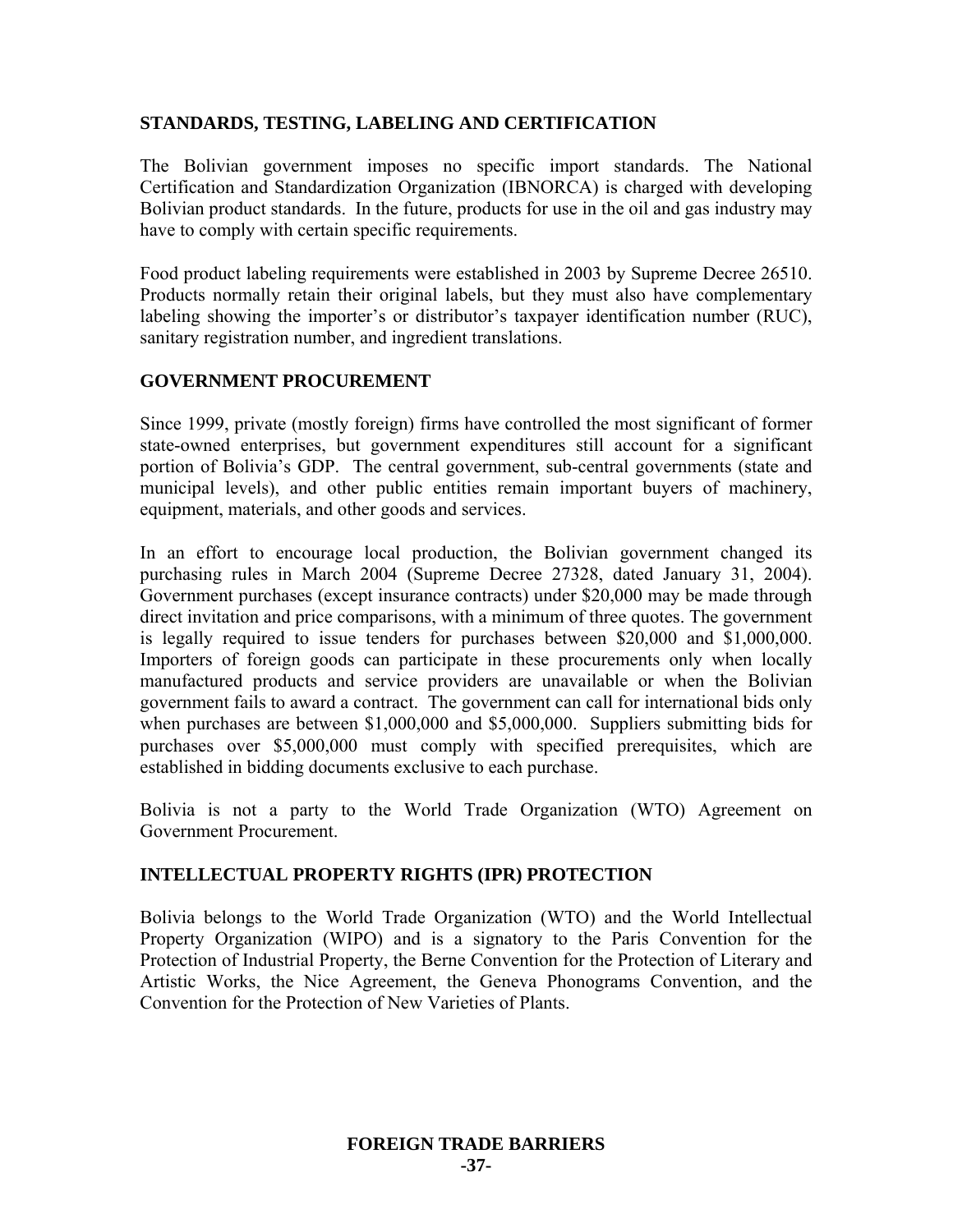## STANDARDS, TESTING, LABELING AND CERTIFICATION

The Bolivian government imposes no specific import standards. The National Certification and Standardization Organization (IBNORCA) is charged with developing Bolivian product standards. In the future, products for use in the oil and gas industry may have to comply with certain specific requirements.

Food product labeling requirements were established in 2003 by Supreme Decree 26510. Products normally retain their original labels, but they must also have complementary labeling showing the importer's or distributor's taxpayer identification number (RUC), sanitary registration number, and ingredient translations.

## GOVERNMENT PROCUREMENT

Since 1999, private (mostly foreign) firms have controlled the most significant of former state-owned enterprises, but government expenditures still account for a significant portion of Bolivia's GDP. The central government, sub-central governments (state and municipal levels), and other public entities remain important buyers of machinery, equipment, materials, and other goods and services.

In an effort to encourage local production, the Bolivian government changed its purchasing rules in March 2004 (Supreme Decree 27328, dated January 31, 2004). Government purchases (except insurance contracts) under $20,000 may be made through direct invitation and price comparisons, with a minimum of three quotes. The government is legally required to issue tenders for purchases between $20,000 and $1,000,000. Importers of foreign goods can participate in these procurements only when locally manufactured products and service providers are unavailable or when the Bolivian government fails to award a contract. The government can call for international bids only when purchases are between $1,000,000 and $5,000,000. Suppliers submitting bids for purchases over $5,000,000 must comply with specified prerequisites, which are established in bidding documents exclusive to each purchase.

Bolivia is not a party to the World Trade Organization (WTO) Agreement on Government Procurement.

## INTELLECTUAL PROPERTY RIGHTS (IPR) PROTECTION

Bolivia belongs to the World Trade Organization (WTO) and the World Intellectual Property Organization (WIPO) and is a signatory to the Paris Convention for the Protection of Industrial Property, the Berne Convention for the Protection of Literary and Artistic Works, the Nice Agreement, the Geneva Phonograms Convention, and the Convention for the Protection of New Varieties of Plants.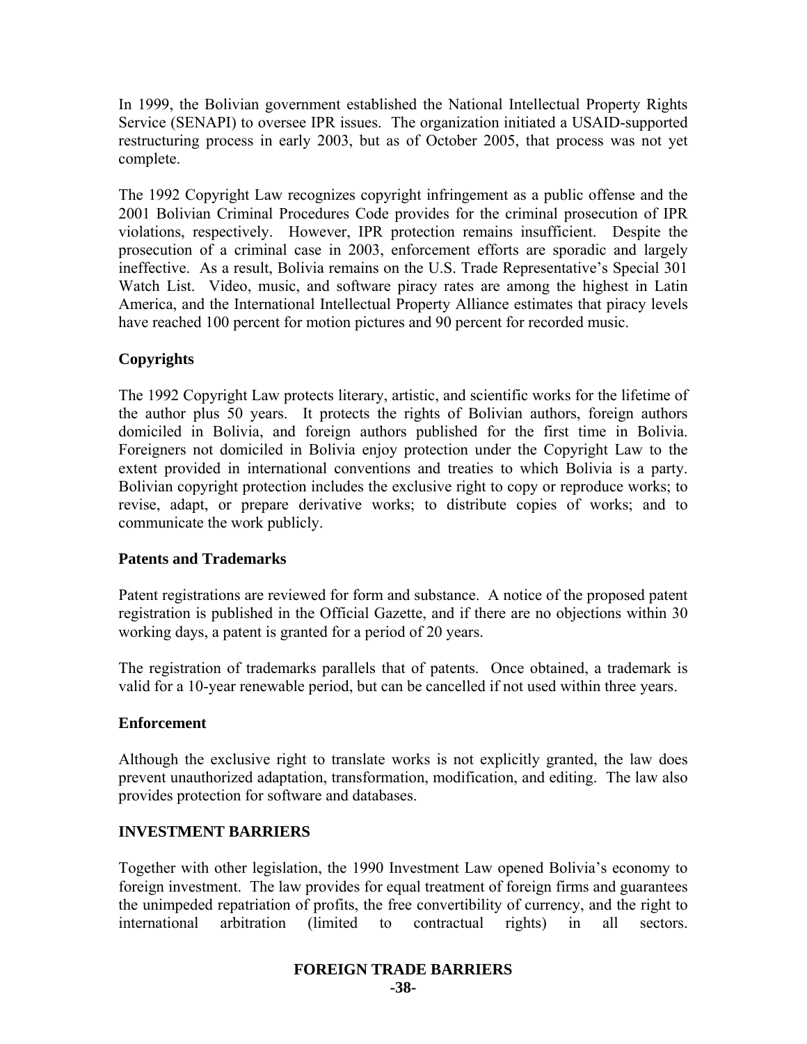In 1999, the Bolivian government established the National Intellectual Property Rights Service (SENAPI) to oversee IPR issues. The organization initiated a USAID-supported restructuring process in early 2003, but as of October 2005, that process was not yet complete.

The 1992 Copyright Law recognizes copyright infringement as a public offense and the 2001 Bolivian Criminal Procedures Code provides for the criminal prosecution of IPR violations, respectively. However, IPR protection remains insufficient. Despite the prosecution of a criminal case in 2003, enforcement efforts are sporadic and largely ineffective. As a result, Bolivia remains on the U.S. Trade Representative's Special 301 Watch List. Video, music, and software piracy rates are among the highest in Latin America, and the International Intellectual Property Alliance estimates that piracy levels have reached 100 percent for motion pictures and 90 percent for recorded music.

**Copyrights**

The 1992 Copyright Law protects literary, artistic, and scientific works for the lifetime of the author plus 50 years. It protects the rights of Bolivian authors, foreign authors domiciled in Bolivia, and foreign authors published for the first time in Bolivia. Foreigners not domiciled in Bolivia enjoy protection under the Copyright Law to the extent provided in international conventions and treaties to which Bolivia is a party. Bolivian copyright protection includes the exclusive right to copy or reproduce works; to revise, adapt, or prepare derivative works; to distribute copies of works; and to communicate the work publicly.

**Patents and Trademarks**

Patent registrations are reviewed for form and substance. A notice of the proposed patent registration is published in the Official Gazette, and if there are no objections within 30 working days, a patent is granted for a period of 20 years.

The registration of trademarks parallels that of patents. Once obtained, a trademark is valid for a 10-year renewable period, but can be cancelled if not used within three years.

**Enforcement**

Although the exclusive right to translate works is not explicitly granted, the law does prevent unauthorized adaptation, transformation, modification, and editing. The law also provides protection for software and databases.

## INVESTMENT BARRIERS

Together with other legislation, the 1990 Investment Law opened Bolivia's economy to foreign investment. The law provides for equal treatment of foreign firms and guarantees the unimpeded repatriation of profits, the free convertibility of currency, and the right to international arbitration (limited to contractual rights) in all sectors.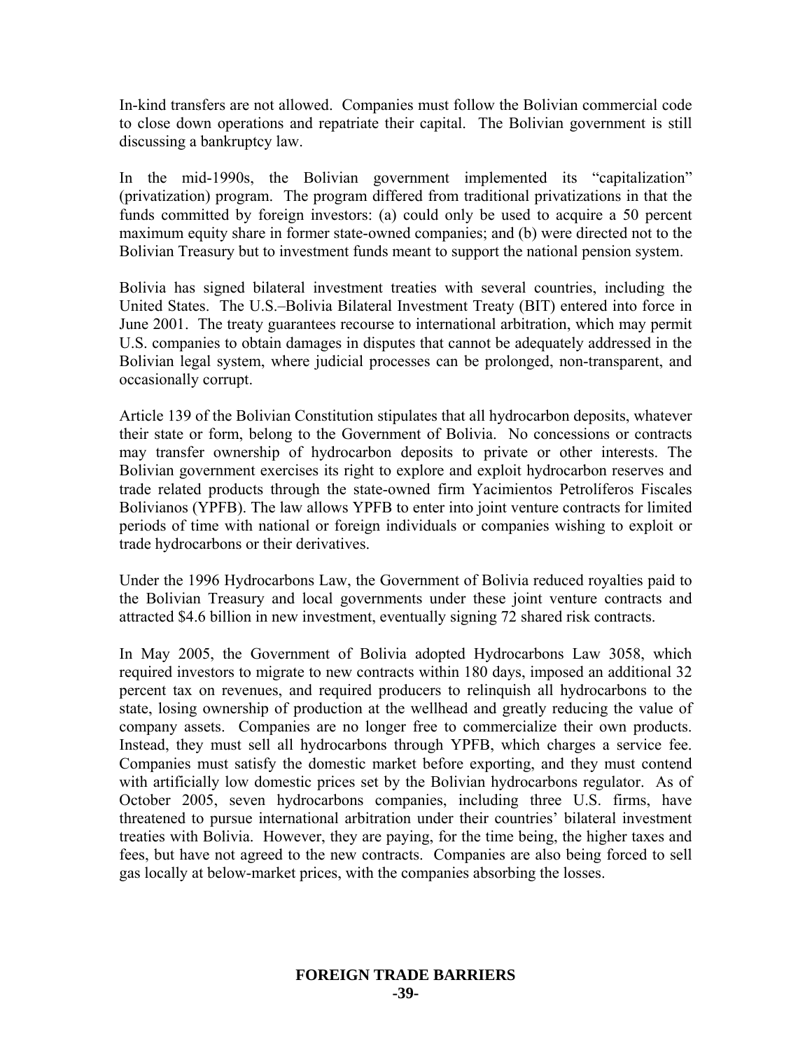In-kind transfers are not allowed. Companies must follow the Bolivian commercial code to close down operations and repatriate their capital. The Bolivian government is still discussing a bankruptcy law.

In the mid-1990s, the Bolivian government implemented its "capitalization" (privatization) program. The program differed from traditional privatizations in that the funds committed by foreign investors: (a) could only be used to acquire a 50 percent maximum equity share in former state-owned companies; and (b) were directed not to the Bolivian Treasury but to investment funds meant to support the national pension system.

Bolivia has signed bilateral investment treaties with several countries, including the United States. The U.S.–Bolivia Bilateral Investment Treaty (BIT) entered into force in June 2001. The treaty guarantees recourse to international arbitration, which may permit U.S. companies to obtain damages in disputes that cannot be adequately addressed in the Bolivian legal system, where judicial processes can be prolonged, non-transparent, and occasionally corrupt.

Article 139 of the Bolivian Constitution stipulates that all hydrocarbon deposits, whatever their state or form, belong to the Government of Bolivia. No concessions or contracts may transfer ownership of hydrocarbon deposits to private or other interests. The Bolivian government exercises its right to explore and exploit hydrocarbon reserves and trade related products through the state-owned firm Yacimientos Petrolíferos Fiscales Bolivianos (YPFB). The law allows YPFB to enter into joint venture contracts for limited periods of time with national or foreign individuals or companies wishing to exploit or trade hydrocarbons or their derivatives.

Under the 1996 Hydrocarbons Law, the Government of Bolivia reduced royalties paid to the Bolivian Treasury and local governments under these joint venture contracts and attracted $4.6 billion in new investment, eventually signing 72 shared risk contracts.

In May 2005, the Government of Bolivia adopted Hydrocarbons Law 3058, which required investors to migrate to new contracts within 180 days, imposed an additional 32 percent tax on revenues, and required producers to relinquish all hydrocarbons to the state, losing ownership of production at the wellhead and greatly reducing the value of company assets. Companies are no longer free to commercialize their own products. Instead, they must sell all hydrocarbons through YPFB, which charges a service fee. Companies must satisfy the domestic market before exporting, and they must contend with artificially low domestic prices set by the Bolivian hydrocarbons regulator. As of October 2005, seven hydrocarbons companies, including three U.S. firms, have threatened to pursue international arbitration under their countries' bilateral investment treaties with Bolivia. However, they are paying, for the time being, the higher taxes and fees, but have not agreed to the new contracts. Companies are also being forced to sell gas locally at below-market prices, with the companies absorbing the losses.